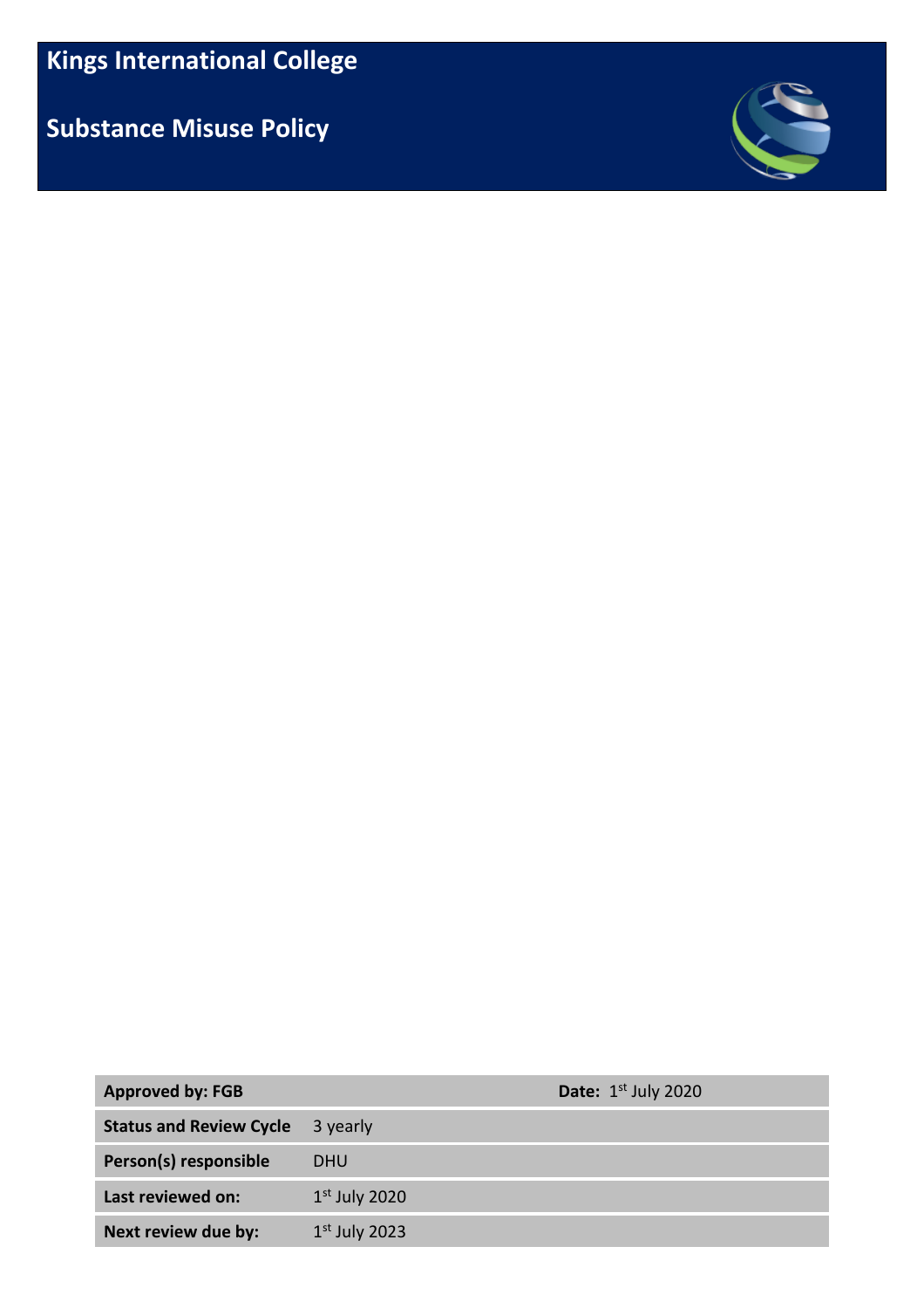# Kings International College

## Substance Misuse Policy

| **Approved by: FGB** | | **Date:** 1st July 2020 |
|---|---|---|
| **Status and Review Cycle** | 3 yearly | |
| **Person(s) responsible** | DHU | |
| **Last reviewed on:** | 1st July 2020 | |
| **Next review due by:** | 1st July 2023 | |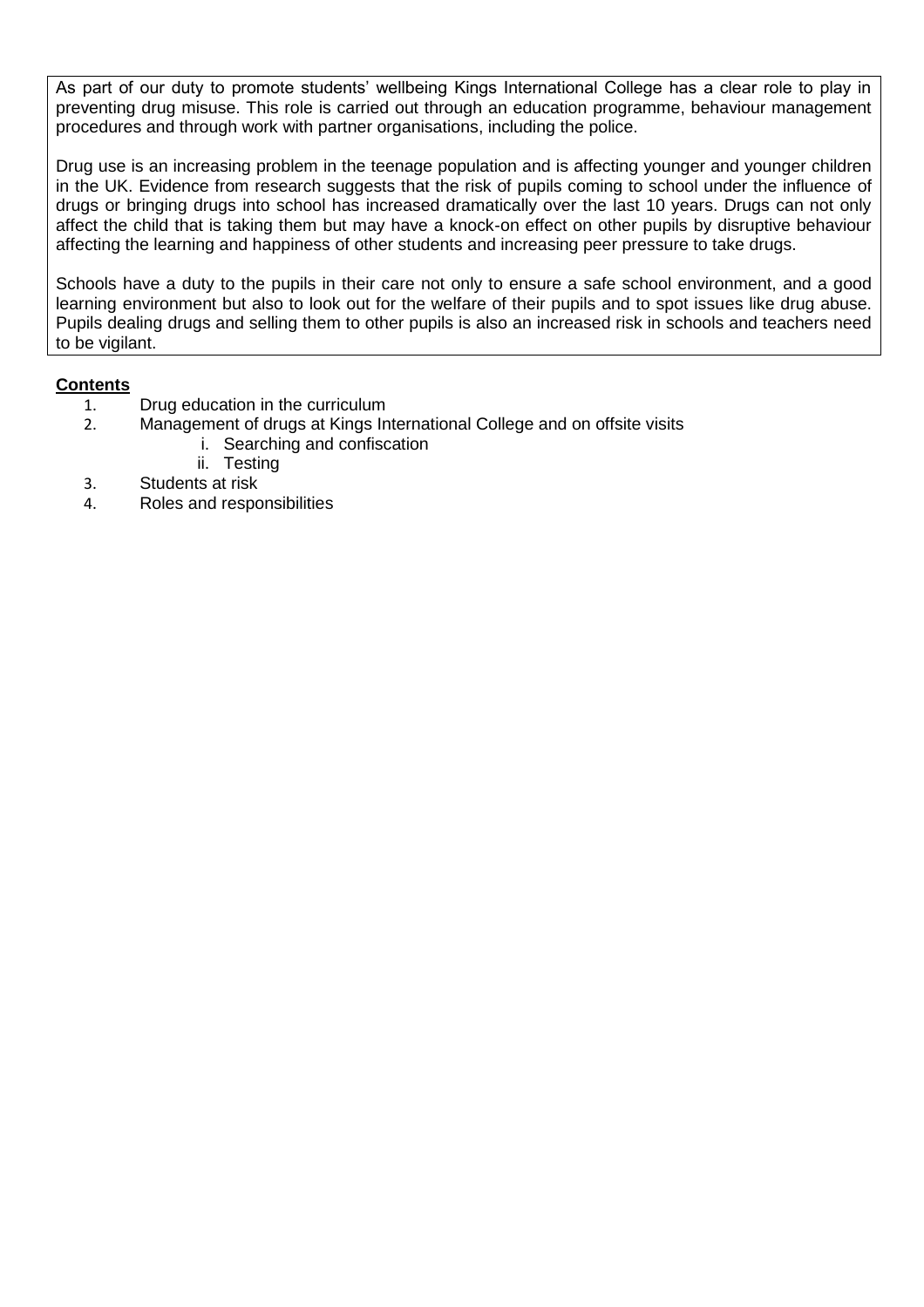As part of our duty to promote students' wellbeing Kings International College has a clear role to play in preventing drug misuse. This role is carried out through an education programme, behaviour management procedures and through work with partner organisations, including the police.

Drug use is an increasing problem in the teenage population and is affecting younger and younger children in the UK. Evidence from research suggests that the risk of pupils coming to school under the influence of drugs or bringing drugs into school has increased dramatically over the last 10 years. Drugs can not only affect the child that is taking them but may have a knock-on effect on other pupils by disruptive behaviour affecting the learning and happiness of other students and increasing peer pressure to take drugs.

Schools have a duty to the pupils in their care not only to ensure a safe school environment, and a good learning environment but also to look out for the welfare of their pupils and to spot issues like drug abuse. Pupils dealing drugs and selling them to other pupils is also an increased risk in schools and teachers need to be vigilant.

**Contents**

1. Drug education in the curriculum
2. Management of drugs at Kings International College and on offsite visits
   i. Searching and confiscation
   ii. Testing
3. Students at risk
4. Roles and responsibilities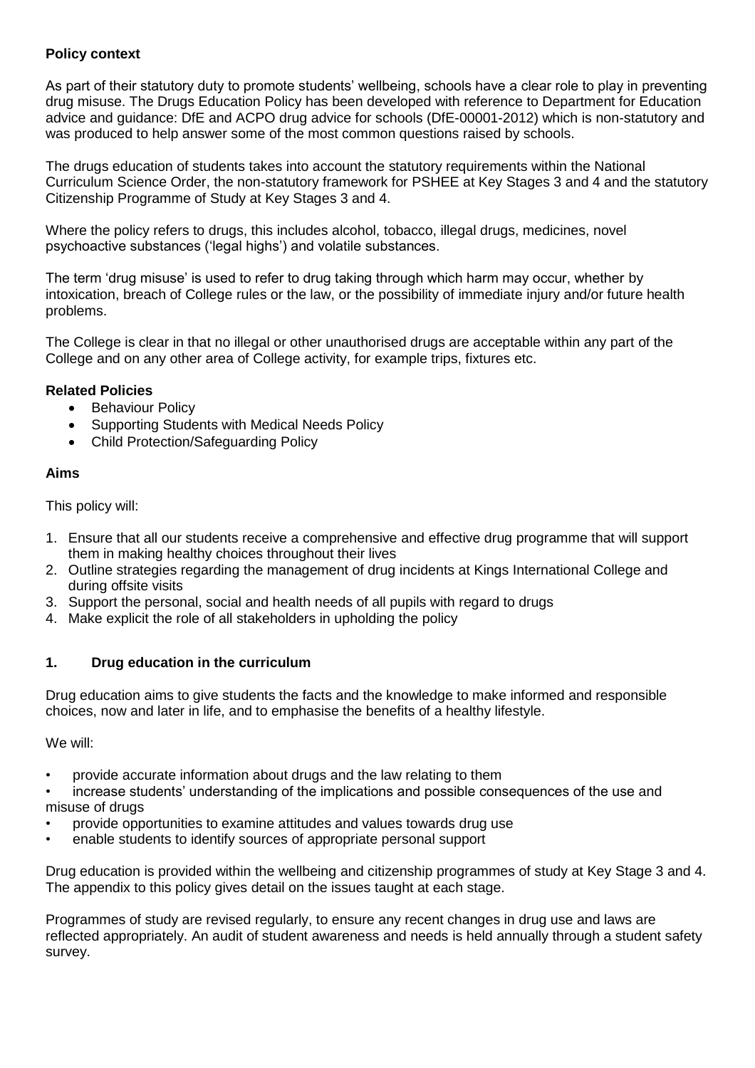**Policy context**

As part of their statutory duty to promote students' wellbeing, schools have a clear role to play in preventing drug misuse. The Drugs Education Policy has been developed with reference to Department for Education advice and guidance: DfE and ACPO drug advice for schools (DfE-00001-2012) which is non-statutory and was produced to help answer some of the most common questions raised by schools.

The drugs education of students takes into account the statutory requirements within the National Curriculum Science Order, the non-statutory framework for PSHEE at Key Stages 3 and 4 and the statutory Citizenship Programme of Study at Key Stages 3 and 4.

Where the policy refers to drugs, this includes alcohol, tobacco, illegal drugs, medicines, novel psychoactive substances ('legal highs') and volatile substances.

The term 'drug misuse' is used to refer to drug taking through which harm may occur, whether by intoxication, breach of College rules or the law, or the possibility of immediate injury and/or future health problems.

The College is clear in that no illegal or other unauthorised drugs are acceptable within any part of the College and on any other area of College activity, for example trips, fixtures etc.

**Related Policies**

- Behaviour Policy
- Supporting Students with Medical Needs Policy
- Child Protection/Safeguarding Policy

**Aims**

This policy will:

1. Ensure that all our students receive a comprehensive and effective drug programme that will support them in making healthy choices throughout their lives
2. Outline strategies regarding the management of drug incidents at Kings International College and during offsite visits
3. Support the personal, social and health needs of all pupils with regard to drugs
4. Make explicit the role of all stakeholders in upholding the policy

## 1. Drug education in the curriculum

Drug education aims to give students the facts and the knowledge to make informed and responsible choices, now and later in life, and to emphasise the benefits of a healthy lifestyle.

We will:

- provide accurate information about drugs and the law relating to them
- increase students' understanding of the implications and possible consequences of the use and misuse of drugs
- provide opportunities to examine attitudes and values towards drug use
- enable students to identify sources of appropriate personal support

Drug education is provided within the wellbeing and citizenship programmes of study at Key Stage 3 and 4. The appendix to this policy gives detail on the issues taught at each stage.

Programmes of study are revised regularly, to ensure any recent changes in drug use and laws are reflected appropriately. An audit of student awareness and needs is held annually through a student safety survey.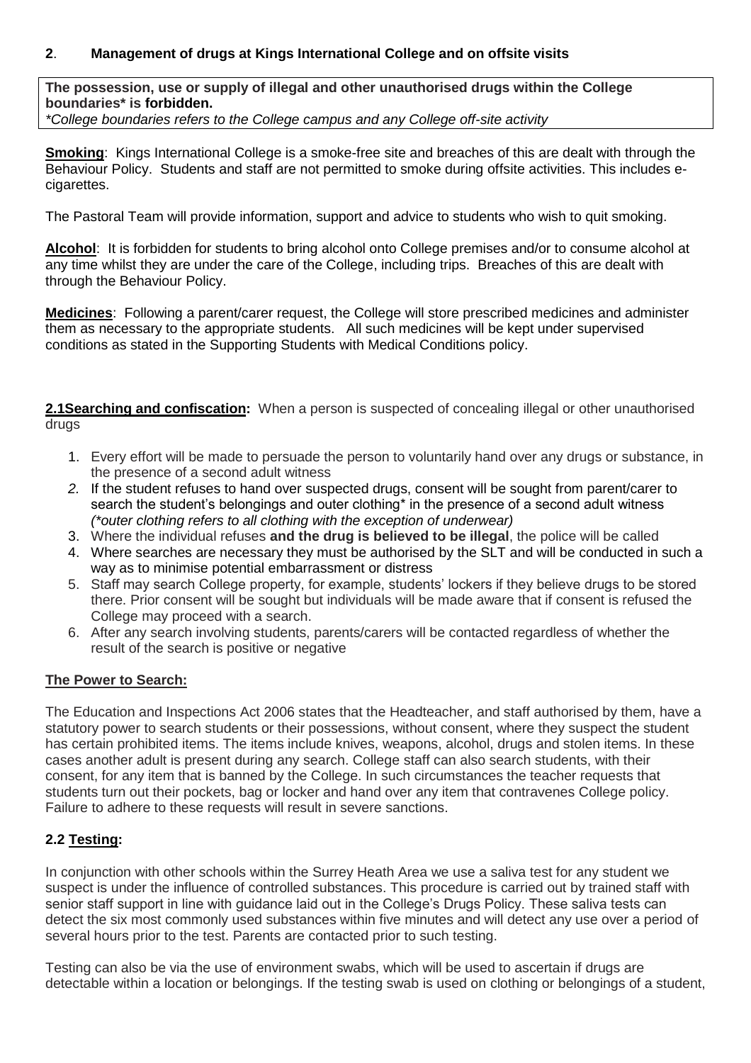## 2. Management of drugs at Kings International College and on offsite visits

**The possession, use or supply of illegal and other unauthorised drugs within the College boundaries* is forbidden.**
*\*College boundaries refers to the College campus and any College off-site activity*

**Smoking**: Kings International College is a smoke-free site and breaches of this are dealt with through the Behaviour Policy. Students and staff are not permitted to smoke during offsite activities. This includes e-cigarettes.

The Pastoral Team will provide information, support and advice to students who wish to quit smoking.

**Alcohol**: It is forbidden for students to bring alcohol onto College premises and/or to consume alcohol at any time whilst they are under the care of the College, including trips. Breaches of this are dealt with through the Behaviour Policy.

**Medicines**: Following a parent/carer request, the College will store prescribed medicines and administer them as necessary to the appropriate students. All such medicines will be kept under supervised conditions as stated in the Supporting Students with Medical Conditions policy.

**2.1Searching and confiscation:** When a person is suspected of concealing illegal or other unauthorised drugs

1. Every effort will be made to persuade the person to voluntarily hand over any drugs or substance, in the presence of a second adult witness
2. If the student refuses to hand over suspected drugs, consent will be sought from parent/carer to search the student's belongings and outer clothing* in the presence of a second adult witness *(\*outer clothing refers to all clothing with the exception of underwear)*
3. Where the individual refuses **and the drug is believed to be illegal**, the police will be called
4. Where searches are necessary they must be authorised by the SLT and will be conducted in such a way as to minimise potential embarrassment or distress
5. Staff may search College property, for example, students' lockers if they believe drugs to be stored there. Prior consent will be sought but individuals will be made aware that if consent is refused the College may proceed with a search.
6. After any search involving students, parents/carers will be contacted regardless of whether the result of the search is positive or negative

### The Power to Search:

The Education and Inspections Act 2006 states that the Headteacher, and staff authorised by them, have a statutory power to search students or their possessions, without consent, where they suspect the student has certain prohibited items. The items include knives, weapons, alcohol, drugs and stolen items. In these cases another adult is present during any search. College staff can also search students, with their consent, for any item that is banned by the College. In such circumstances the teacher requests that students turn out their pockets, bag or locker and hand over any item that contravenes College policy. Failure to adhere to these requests will result in severe sanctions.

### 2.2 Testing:

In conjunction with other schools within the Surrey Heath Area we use a saliva test for any student we suspect is under the influence of controlled substances. This procedure is carried out by trained staff with senior staff support in line with guidance laid out in the College's Drugs Policy. These saliva tests can detect the six most commonly used substances within five minutes and will detect any use over a period of several hours prior to the test. Parents are contacted prior to such testing.

Testing can also be via the use of environment swabs, which will be used to ascertain if drugs are detectable within a location or belongings. If the testing swab is used on clothing or belongings of a student,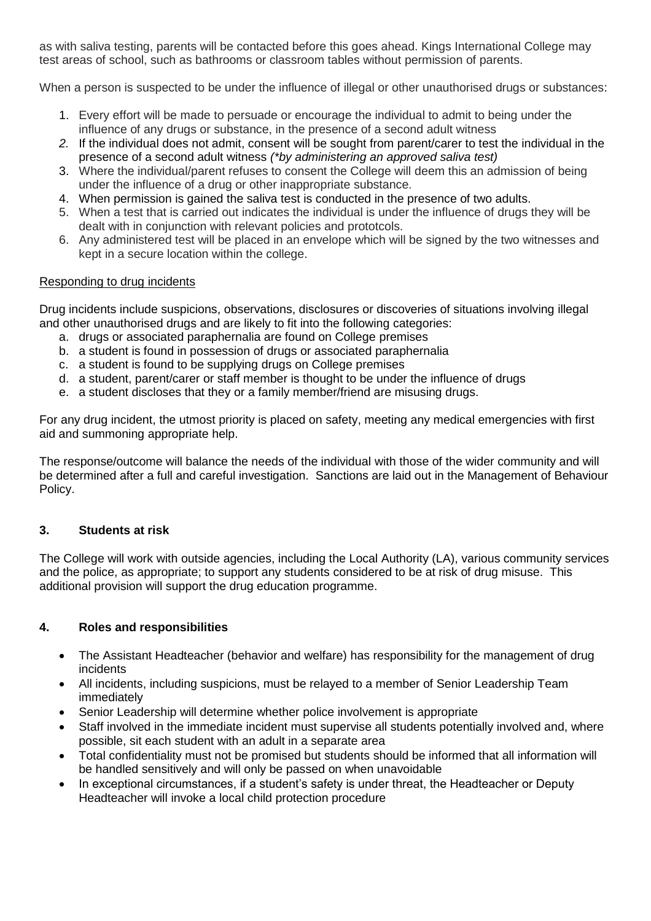as with saliva testing, parents will be contacted before this goes ahead. Kings International College may test areas of school, such as bathrooms or classroom tables without permission of parents.

When a person is suspected to be under the influence of illegal or other unauthorised drugs or substances:

1. Every effort will be made to persuade or encourage the individual to admit to being under the influence of any drugs or substance, in the presence of a second adult witness
2. If the individual does not admit, consent will be sought from parent/carer to test the individual in the presence of a second adult witness *(*by administering an approved saliva test)*
3. Where the individual/parent refuses to consent the College will deem this an admission of being under the influence of a drug or other inappropriate substance.
4. When permission is gained the saliva test is conducted in the presence of two adults.
5. When a test that is carried out indicates the individual is under the influence of drugs they will be dealt with in conjunction with relevant policies and prototcols.
6. Any administered test will be placed in an envelope which will be signed by the two witnesses and kept in a secure location within the college.

Responding to drug incidents

Drug incidents include suspicions, observations, disclosures or discoveries of situations involving illegal and other unauthorised drugs and are likely to fit into the following categories:

a. drugs or associated paraphernalia are found on College premises
b. a student is found in possession of drugs or associated paraphernalia
c. a student is found to be supplying drugs on College premises
d. a student, parent/carer or staff member is thought to be under the influence of drugs
e. a student discloses that they or a family member/friend are misusing drugs.

For any drug incident, the utmost priority is placed on safety, meeting any medical emergencies with first aid and summoning appropriate help.

The response/outcome will balance the needs of the individual with those of the wider community and will be determined after a full and careful investigation. Sanctions are laid out in the Management of Behaviour Policy.

## 3. Students at risk

The College will work with outside agencies, including the Local Authority (LA), various community services and the police, as appropriate; to support any students considered to be at risk of drug misuse. This additional provision will support the drug education programme.

## 4. Roles and responsibilities

- The Assistant Headteacher (behavior and welfare) has responsibility for the management of drug incidents
- All incidents, including suspicions, must be relayed to a member of Senior Leadership Team immediately
- Senior Leadership will determine whether police involvement is appropriate
- Staff involved in the immediate incident must supervise all students potentially involved and, where possible, sit each student with an adult in a separate area
- Total confidentiality must not be promised but students should be informed that all information will be handled sensitively and will only be passed on when unavoidable
- In exceptional circumstances, if a student's safety is under threat, the Headteacher or Deputy Headteacher will invoke a local child protection procedure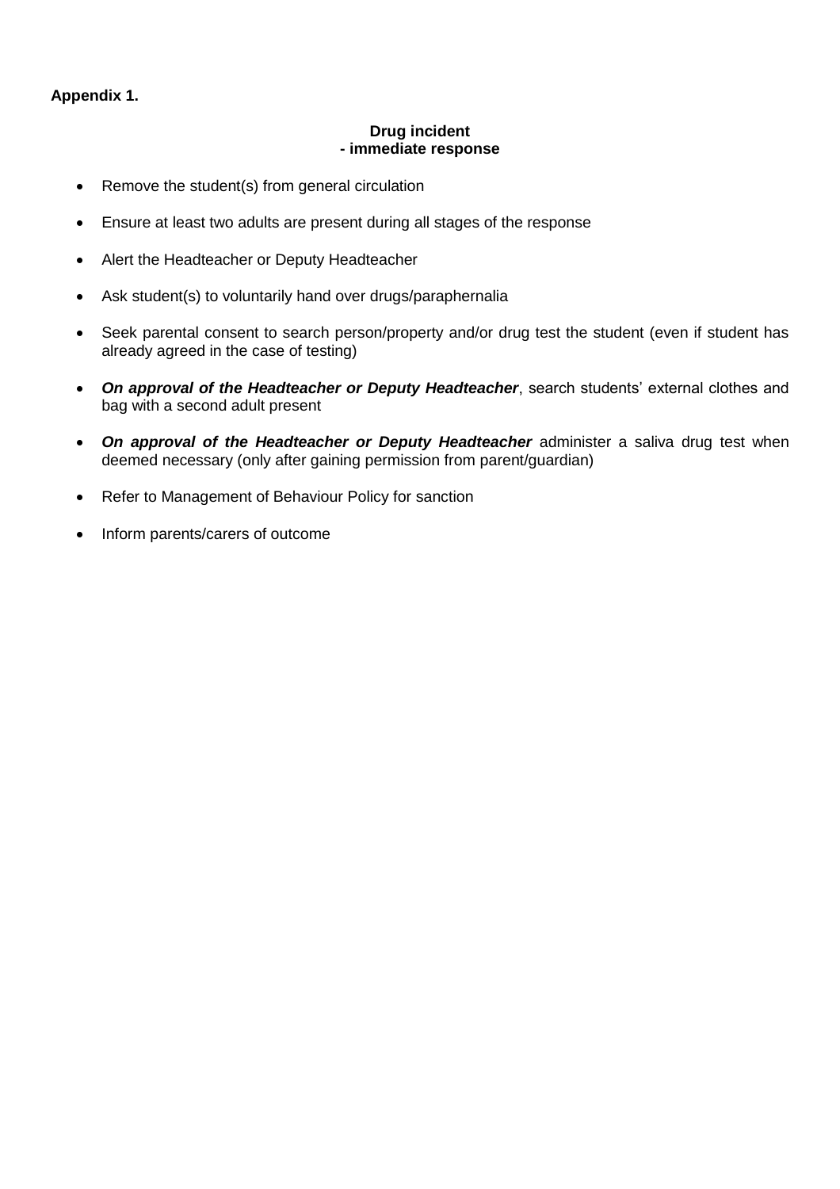**Appendix 1.**

## Drug incident
## - immediate response

- Remove the student(s) from general circulation
- Ensure at least two adults are present during all stages of the response
- Alert the Headteacher or Deputy Headteacher
- Ask student(s) to voluntarily hand over drugs/paraphernalia
- Seek parental consent to search person/property and/or drug test the student (even if student has already agreed in the case of testing)
- ***On approval of the Headteacher or Deputy Headteacher***, search students' external clothes and bag with a second adult present
- ***On approval of the Headteacher or Deputy Headteacher*** administer a saliva drug test when deemed necessary (only after gaining permission from parent/guardian)
- Refer to Management of Behaviour Policy for sanction
- Inform parents/carers of outcome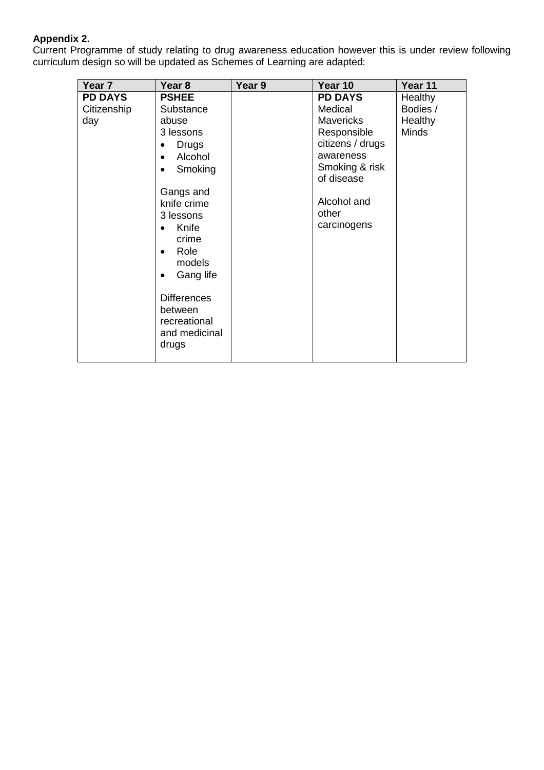**Appendix 2.**

Current Programme of study relating to drug awareness education however this is under review following curriculum design so will be updated as Schemes of Learning are adapted:

| Year 7 | Year 8 | Year 9 | Year 10 | Year 11 |
|---|---|---|---|---|
| **PD DAYS**<br>Citizenship day | **PSHEE**<br>Substance abuse<br>3 lessons<br>• Drugs<br>• Alcohol<br>• Smoking<br><br>Gangs and knife crime<br>3 lessons<br>• Knife crime<br>• Role models<br>• Gang life<br><br>Differences between recreational and medicinal drugs | | **PD DAYS**<br>Medical Mavericks<br>Responsible citizens / drugs awareness<br>Smoking & risk of disease<br><br>Alcohol and other carcinogens | Healthy Bodies / Healthy Minds |